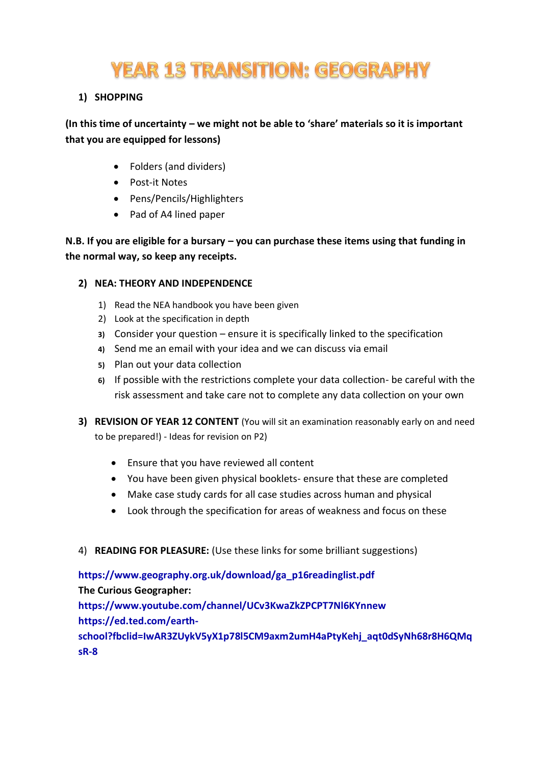# YEAR 13 TRANSITION: GEOGRAPHY

## 1) SHOPPING

**(In this time of uncertainty – we might not be able to 'share' materials so it is important that you are equipped for lessons)**

- Folders (and dividers)
- Post-it Notes
- Pens/Pencils/Highlighters
- Pad of A4 lined paper

**N.B. If you are eligible for a bursary – you can purchase these items using that funding in the normal way, so keep any receipts.**

## 2) NEA: THEORY AND INDEPENDENCE

1) Read the NEA handbook you have been given
2) Look at the specification in depth
3) Consider your question – ensure it is specifically linked to the specification
4) Send me an email with your idea and we can discuss via email
5) Plan out your data collection
6) If possible with the restrictions complete your data collection- be careful with the risk assessment and take care not to complete any data collection on your own

## 3) REVISION OF YEAR 12 CONTENT (You will sit an examination reasonably early on and need to be prepared!) - Ideas for revision on P2)

- Ensure that you have reviewed all content
- You have been given physical booklets- ensure that these are completed
- Make case study cards for all case studies across human and physical
- Look through the specification for areas of weakness and focus on these

## 4) READING FOR PLEASURE: (Use these links for some brilliant suggestions)

**https://www.geography.org.uk/download/ga_p16readinglist.pdf**

**The Curious Geographer:**

**https://www.youtube.com/channel/UCv3KwaZkZPCPT7NI6KYnnew**

**https://ed.ted.com/earth-school?fbclid=IwAR3ZUykV5yX1p78l5CM9axm2umH4aPtyKehj_aqt0dSyNh68r8H6QMqsR-8**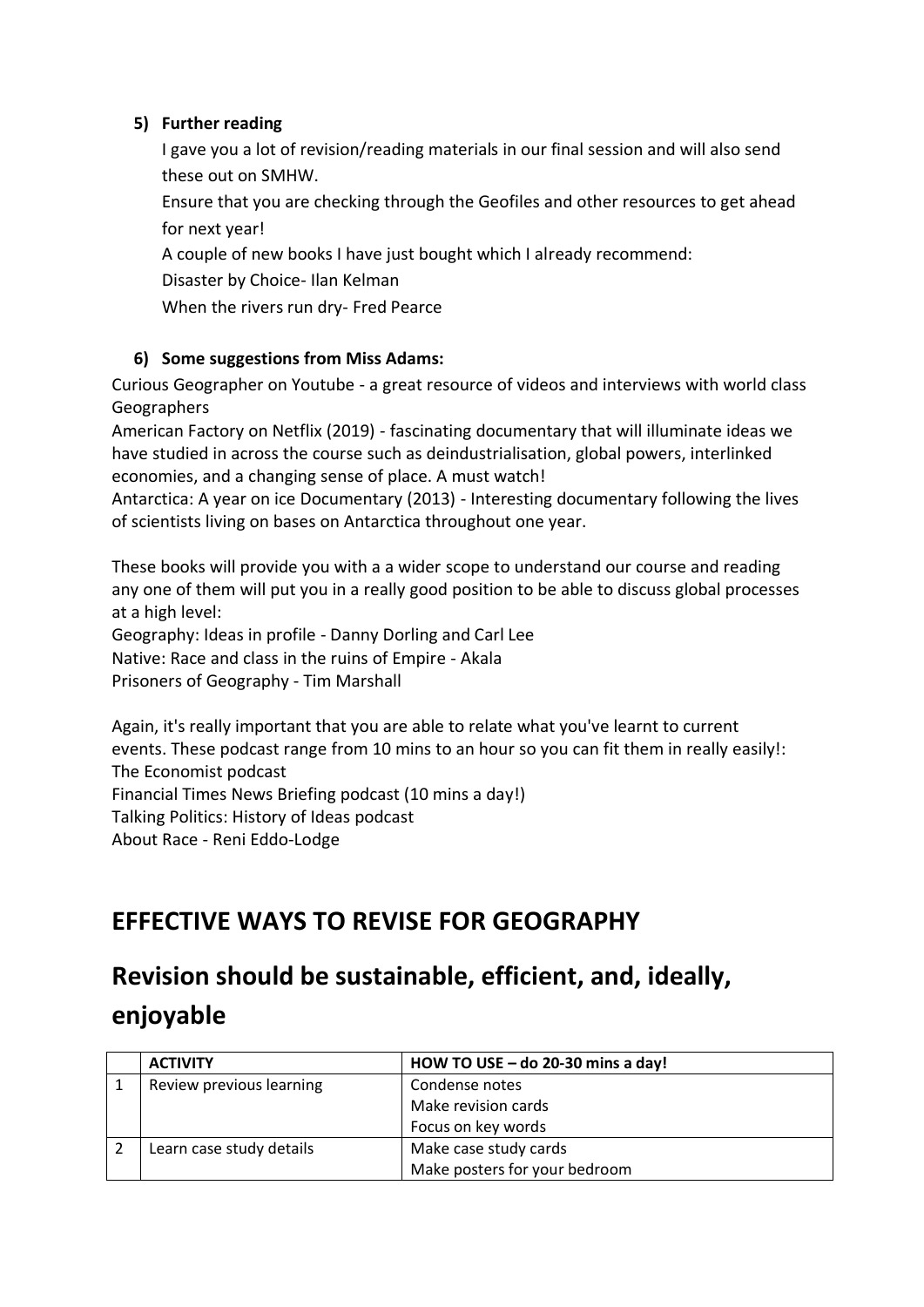**5) Further reading**

I gave you a lot of revision/reading materials in our final session and will also send these out on SMHW.

Ensure that you are checking through the Geofiles and other resources to get ahead for next year!

A couple of new books I have just bought which I already recommend:

Disaster by Choice- Ilan Kelman

When the rivers run dry- Fred Pearce

**6) Some suggestions from Miss Adams:**

Curious Geographer on Youtube - a great resource of videos and interviews with world class Geographers

American Factory on Netflix (2019) - fascinating documentary that will illuminate ideas we have studied in across the course such as deindustrialisation, global powers, interlinked economies, and a changing sense of place. A must watch!

Antarctica: A year on ice Documentary (2013) - Interesting documentary following the lives of scientists living on bases on Antarctica throughout one year.

These books will provide you with a a wider scope to understand our course and reading any one of them will put you in a really good position to be able to discuss global processes at a high level:

Geography: Ideas in profile - Danny Dorling and Carl Lee

Native: Race and class in the ruins of Empire - Akala

Prisoners of Geography - Tim Marshall

Again, it's really important that you are able to relate what you've learnt to current events. These podcast range from 10 mins to an hour so you can fit them in really easily!:

The Economist podcast

Financial Times News Briefing podcast (10 mins a day!)

Talking Politics: History of Ideas podcast

About Race - Reni Eddo-Lodge

## EFFECTIVE WAYS TO REVISE FOR GEOGRAPHY

## Revision should be sustainable, efficient, and, ideally, enjoyable

| | ACTIVITY | HOW TO USE – do 20-30 mins a day! |
|---|---|---|
| 1 | Review previous learning | Condense notes<br>Make revision cards<br>Focus on key words |
| 2 | Learn case study details | Make case study cards<br>Make posters for your bedroom |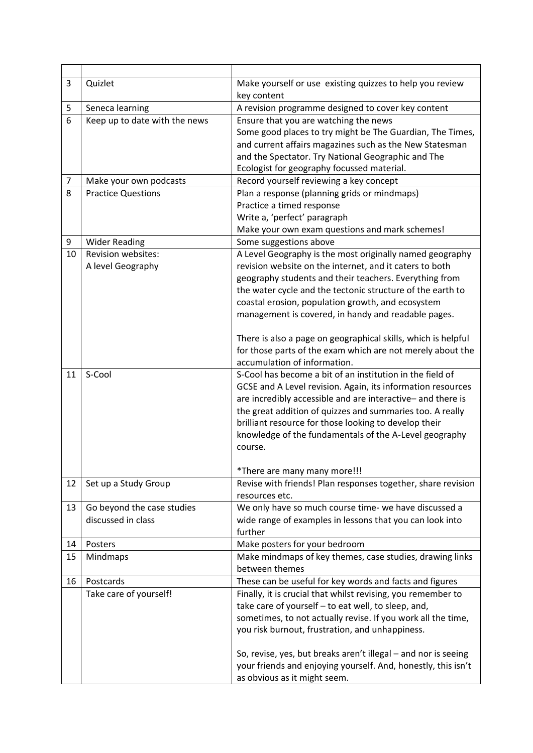| | | |
|---|---|---|
| 3 | Quizlet | Make yourself or use existing quizzes to help you review key content |
| 5 | Seneca learning | A revision programme designed to cover key content |
| 6 | Keep up to date with the news | Ensure that you are watching the news<br>Some good places to try might be The Guardian, The Times, and current affairs magazines such as the New Statesman and the Spectator. Try National Geographic and The Ecologist for geography focussed material. |
| 7 | Make your own podcasts | Record yourself reviewing a key concept |
| 8 | Practice Questions | Plan a response (planning grids or mindmaps)<br>Practice a timed response<br>Write a, 'perfect' paragraph<br>Make your own exam questions and mark schemes! |
| 9 | Wider Reading | Some suggestions above |
| 10 | Revision websites:<br>A level Geography | A Level Geography is the most originally named geography revision website on the internet, and it caters to both geography students and their teachers. Everything from the water cycle and the tectonic structure of the earth to coastal erosion, population growth, and ecosystem management is covered, in handy and readable pages.<br><br>There is also a page on geographical skills, which is helpful for those parts of the exam which are not merely about the accumulation of information. |
| 11 | S-Cool | S-Cool has become a bit of an institution in the field of GCSE and A Level revision. Again, its information resources are incredibly accessible and are interactive– and there is the great addition of quizzes and summaries too. A really brilliant resource for those looking to develop their knowledge of the fundamentals of the A-Level geography course.<br><br>*There are many many more!!! |
| 12 | Set up a Study Group | Revise with friends! Plan responses together, share revision resources etc. |
| 13 | Go beyond the case studies discussed in class | We only have so much course time- we have discussed a wide range of examples in lessons that you can look into further |
| 14 | Posters | Make posters for your bedroom |
| 15 | Mindmaps | Make mindmaps of key themes, case studies, drawing links between themes |
| 16 | Postcards | These can be useful for key words and facts and figures |
| | Take care of yourself! | Finally, it is crucial that whilst revising, you remember to take care of yourself – to eat well, to sleep, and, sometimes, to not actually revise. If you work all the time, you risk burnout, frustration, and unhappiness.<br><br>So, revise, yes, but breaks aren't illegal – and nor is seeing your friends and enjoying yourself. And, honestly, this isn't as obvious as it might seem. |